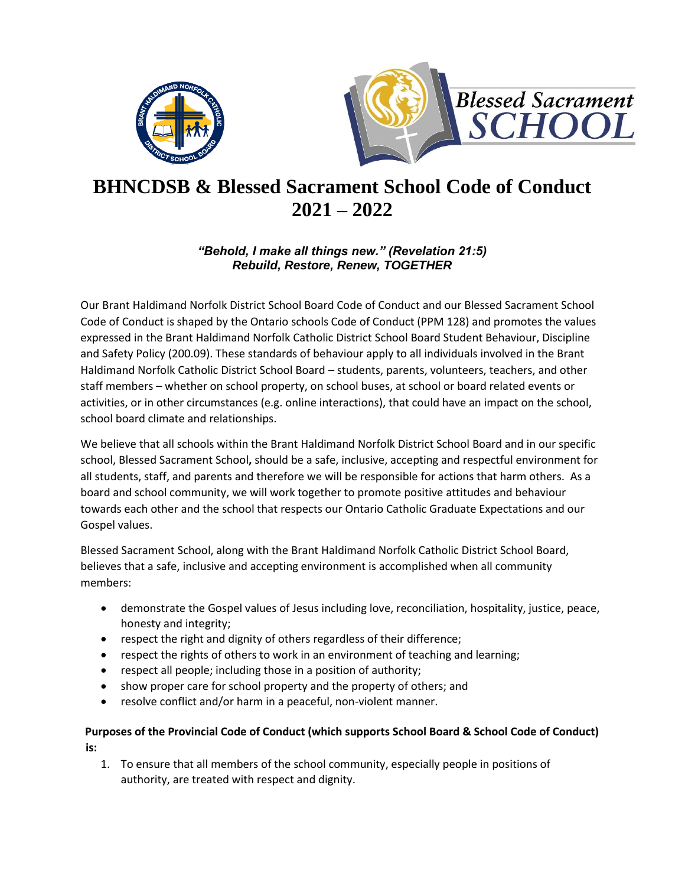# BHNCDSB & Blessed Sacrament School Code of Conduct 2021 – 2022

***"Behold, I make all things new." (Revelation 21:5)***
***Rebuild, Restore, Renew, TOGETHER***

Our Brant Haldimand Norfolk District School Board Code of Conduct and our Blessed Sacrament School Code of Conduct is shaped by the Ontario schools Code of Conduct (PPM 128) and promotes the values expressed in the Brant Haldimand Norfolk Catholic District School Board Student Behaviour, Discipline and Safety Policy (200.09). These standards of behaviour apply to all individuals involved in the Brant Haldimand Norfolk Catholic District School Board – students, parents, volunteers, teachers, and other staff members – whether on school property, on school buses, at school or board related events or activities, or in other circumstances (e.g. online interactions), that could have an impact on the school, school board climate and relationships.

We believe that all schools within the Brant Haldimand Norfolk District School Board and in our specific school, Blessed Sacrament School**,** should be a safe, inclusive, accepting and respectful environment for all students, staff, and parents and therefore we will be responsible for actions that harm others. As a board and school community, we will work together to promote positive attitudes and behaviour towards each other and the school that respects our Ontario Catholic Graduate Expectations and our Gospel values.

Blessed Sacrament School, along with the Brant Haldimand Norfolk Catholic District School Board, believes that a safe, inclusive and accepting environment is accomplished when all community members:

- demonstrate the Gospel values of Jesus including love, reconciliation, hospitality, justice, peace, honesty and integrity;
- respect the right and dignity of others regardless of their difference;
- respect the rights of others to work in an environment of teaching and learning;
- respect all people; including those in a position of authority;
- show proper care for school property and the property of others; and
- resolve conflict and/or harm in a peaceful, non-violent manner.

**Purposes of the Provincial Code of Conduct (which supports School Board & School Code of Conduct) is:**

1. To ensure that all members of the school community, especially people in positions of authority, are treated with respect and dignity.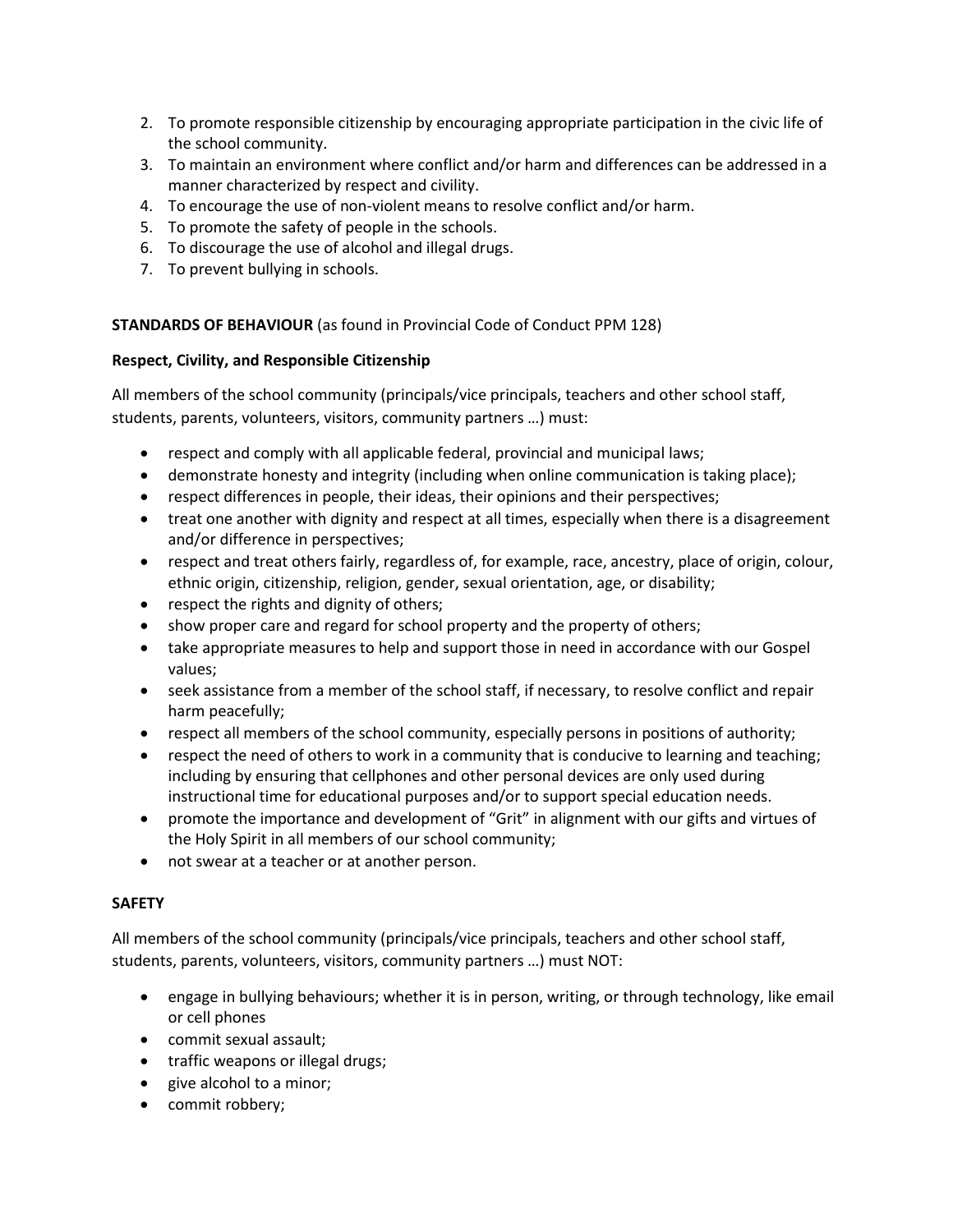2. To promote responsible citizenship by encouraging appropriate participation in the civic life of the school community.
3. To maintain an environment where conflict and/or harm and differences can be addressed in a manner characterized by respect and civility.
4. To encourage the use of non-violent means to resolve conflict and/or harm.
5. To promote the safety of people in the schools.
6. To discourage the use of alcohol and illegal drugs.
7. To prevent bullying in schools.

**STANDARDS OF BEHAVIOUR** (as found in Provincial Code of Conduct PPM 128)

**Respect, Civility, and Responsible Citizenship**

All members of the school community (principals/vice principals, teachers and other school staff, students, parents, volunteers, visitors, community partners …) must:

- respect and comply with all applicable federal, provincial and municipal laws;
- demonstrate honesty and integrity (including when online communication is taking place);
- respect differences in people, their ideas, their opinions and their perspectives;
- treat one another with dignity and respect at all times, especially when there is a disagreement and/or difference in perspectives;
- respect and treat others fairly, regardless of, for example, race, ancestry, place of origin, colour, ethnic origin, citizenship, religion, gender, sexual orientation, age, or disability;
- respect the rights and dignity of others;
- show proper care and regard for school property and the property of others;
- take appropriate measures to help and support those in need in accordance with our Gospel values;
- seek assistance from a member of the school staff, if necessary, to resolve conflict and repair harm peacefully;
- respect all members of the school community, especially persons in positions of authority;
- respect the need of others to work in a community that is conducive to learning and teaching; including by ensuring that cellphones and other personal devices are only used during instructional time for educational purposes and/or to support special education needs.
- promote the importance and development of "Grit" in alignment with our gifts and virtues of the Holy Spirit in all members of our school community;
- not swear at a teacher or at another person.

**SAFETY**

All members of the school community (principals/vice principals, teachers and other school staff, students, parents, volunteers, visitors, community partners …) must NOT:

- engage in bullying behaviours; whether it is in person, writing, or through technology, like email or cell phones
- commit sexual assault;
- traffic weapons or illegal drugs;
- give alcohol to a minor;
- commit robbery;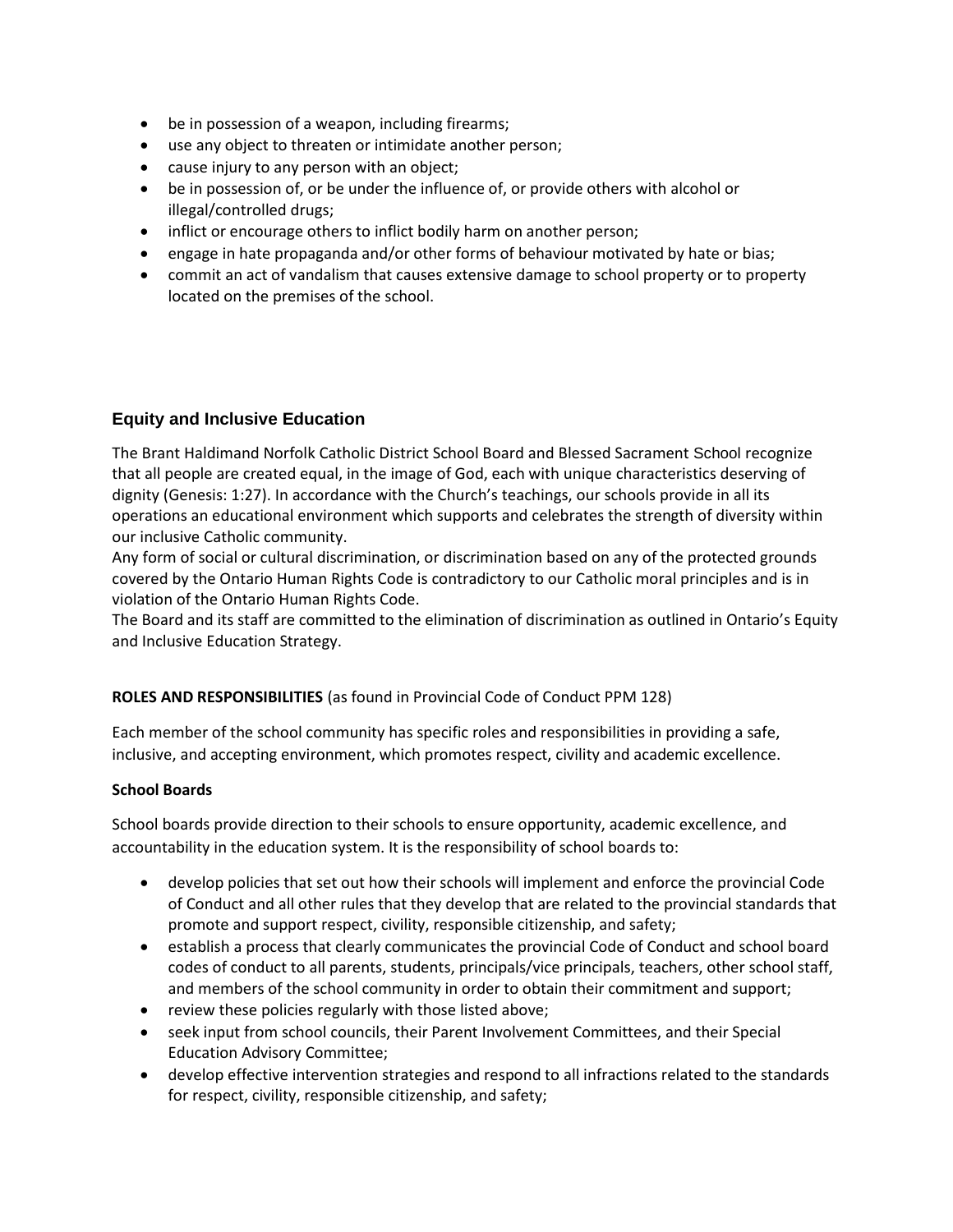- be in possession of a weapon, including firearms;
- use any object to threaten or intimidate another person;
- cause injury to any person with an object;
- be in possession of, or be under the influence of, or provide others with alcohol or illegal/controlled drugs;
- inflict or encourage others to inflict bodily harm on another person;
- engage in hate propaganda and/or other forms of behaviour motivated by hate or bias;
- commit an act of vandalism that causes extensive damage to school property or to property located on the premises of the school.

## Equity and Inclusive Education

The Brant Haldimand Norfolk Catholic District School Board and Blessed Sacrament School recognize that all people are created equal, in the image of God, each with unique characteristics deserving of dignity (Genesis: 1:27). In accordance with the Church's teachings, our schools provide in all its operations an educational environment which supports and celebrates the strength of diversity within our inclusive Catholic community.
Any form of social or cultural discrimination, or discrimination based on any of the protected grounds covered by the Ontario Human Rights Code is contradictory to our Catholic moral principles and is in violation of the Ontario Human Rights Code.
The Board and its staff are committed to the elimination of discrimination as outlined in Ontario's Equity and Inclusive Education Strategy.

**ROLES AND RESPONSIBILITIES** (as found in Provincial Code of Conduct PPM 128)

Each member of the school community has specific roles and responsibilities in providing a safe, inclusive, and accepting environment, which promotes respect, civility and academic excellence.

**School Boards**

School boards provide direction to their schools to ensure opportunity, academic excellence, and accountability in the education system. It is the responsibility of school boards to:

- develop policies that set out how their schools will implement and enforce the provincial Code of Conduct and all other rules that they develop that are related to the provincial standards that promote and support respect, civility, responsible citizenship, and safety;
- establish a process that clearly communicates the provincial Code of Conduct and school board codes of conduct to all parents, students, principals/vice principals, teachers, other school staff, and members of the school community in order to obtain their commitment and support;
- review these policies regularly with those listed above;
- seek input from school councils, their Parent Involvement Committees, and their Special Education Advisory Committee;
- develop effective intervention strategies and respond to all infractions related to the standards for respect, civility, responsible citizenship, and safety;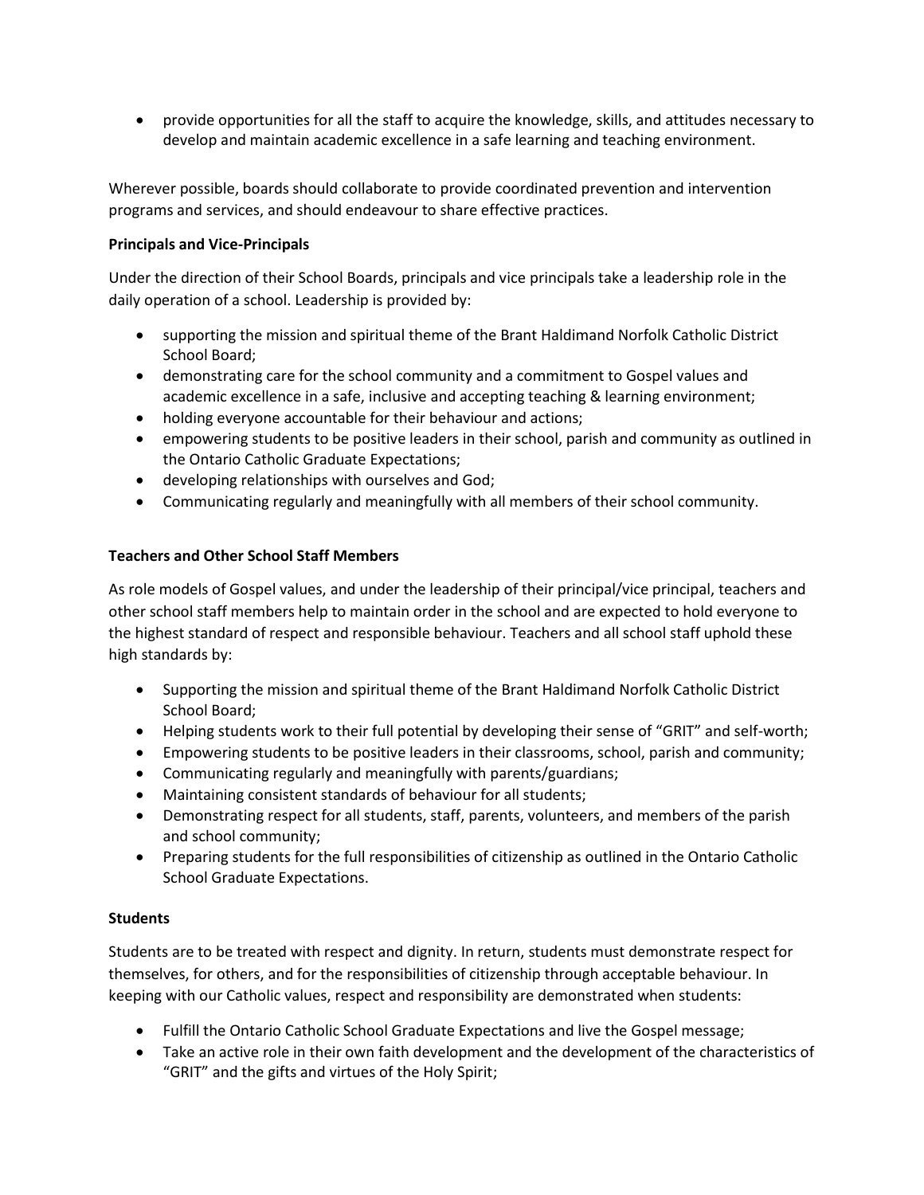- provide opportunities for all the staff to acquire the knowledge, skills, and attitudes necessary to develop and maintain academic excellence in a safe learning and teaching environment.

Wherever possible, boards should collaborate to provide coordinated prevention and intervention programs and services, and should endeavour to share effective practices.

**Principals and Vice-Principals**

Under the direction of their School Boards, principals and vice principals take a leadership role in the daily operation of a school. Leadership is provided by:

- supporting the mission and spiritual theme of the Brant Haldimand Norfolk Catholic District School Board;
- demonstrating care for the school community and a commitment to Gospel values and academic excellence in a safe, inclusive and accepting teaching & learning environment;
- holding everyone accountable for their behaviour and actions;
- empowering students to be positive leaders in their school, parish and community as outlined in the Ontario Catholic Graduate Expectations;
- developing relationships with ourselves and God;
- Communicating regularly and meaningfully with all members of their school community.

**Teachers and Other School Staff Members**

As role models of Gospel values, and under the leadership of their principal/vice principal, teachers and other school staff members help to maintain order in the school and are expected to hold everyone to the highest standard of respect and responsible behaviour. Teachers and all school staff uphold these high standards by:

- Supporting the mission and spiritual theme of the Brant Haldimand Norfolk Catholic District School Board;
- Helping students work to their full potential by developing their sense of "GRIT" and self-worth;
- Empowering students to be positive leaders in their classrooms, school, parish and community;
- Communicating regularly and meaningfully with parents/guardians;
- Maintaining consistent standards of behaviour for all students;
- Demonstrating respect for all students, staff, parents, volunteers, and members of the parish and school community;
- Preparing students for the full responsibilities of citizenship as outlined in the Ontario Catholic School Graduate Expectations.

**Students**

Students are to be treated with respect and dignity. In return, students must demonstrate respect for themselves, for others, and for the responsibilities of citizenship through acceptable behaviour. In keeping with our Catholic values, respect and responsibility are demonstrated when students:

- Fulfill the Ontario Catholic School Graduate Expectations and live the Gospel message;
- Take an active role in their own faith development and the development of the characteristics of "GRIT" and the gifts and virtues of the Holy Spirit;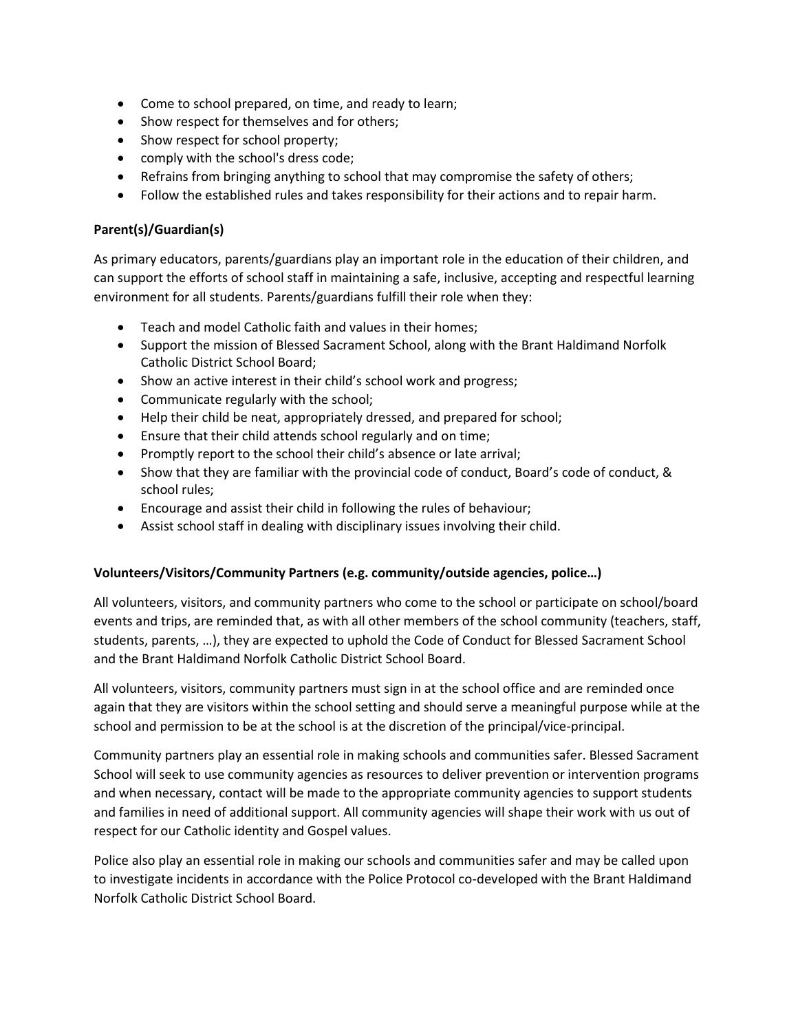- Come to school prepared, on time, and ready to learn;
- Show respect for themselves and for others;
- Show respect for school property;
- comply with the school's dress code;
- Refrains from bringing anything to school that may compromise the safety of others;
- Follow the established rules and takes responsibility for their actions and to repair harm.

**Parent(s)/Guardian(s)**

As primary educators, parents/guardians play an important role in the education of their children, and can support the efforts of school staff in maintaining a safe, inclusive, accepting and respectful learning environment for all students. Parents/guardians fulfill their role when they:

- Teach and model Catholic faith and values in their homes;
- Support the mission of Blessed Sacrament School, along with the Brant Haldimand Norfolk Catholic District School Board;
- Show an active interest in their child's school work and progress;
- Communicate regularly with the school;
- Help their child be neat, appropriately dressed, and prepared for school;
- Ensure that their child attends school regularly and on time;
- Promptly report to the school their child's absence or late arrival;
- Show that they are familiar with the provincial code of conduct, Board's code of conduct, & school rules;
- Encourage and assist their child in following the rules of behaviour;
- Assist school staff in dealing with disciplinary issues involving their child.

**Volunteers/Visitors/Community Partners (e.g. community/outside agencies, police…)**

All volunteers, visitors, and community partners who come to the school or participate on school/board events and trips, are reminded that, as with all other members of the school community (teachers, staff, students, parents, …), they are expected to uphold the Code of Conduct for Blessed Sacrament School and the Brant Haldimand Norfolk Catholic District School Board.

All volunteers, visitors, community partners must sign in at the school office and are reminded once again that they are visitors within the school setting and should serve a meaningful purpose while at the school and permission to be at the school is at the discretion of the principal/vice-principal.

Community partners play an essential role in making schools and communities safer. Blessed Sacrament School will seek to use community agencies as resources to deliver prevention or intervention programs and when necessary, contact will be made to the appropriate community agencies to support students and families in need of additional support. All community agencies will shape their work with us out of respect for our Catholic identity and Gospel values.

Police also play an essential role in making our schools and communities safer and may be called upon to investigate incidents in accordance with the Police Protocol co-developed with the Brant Haldimand Norfolk Catholic District School Board.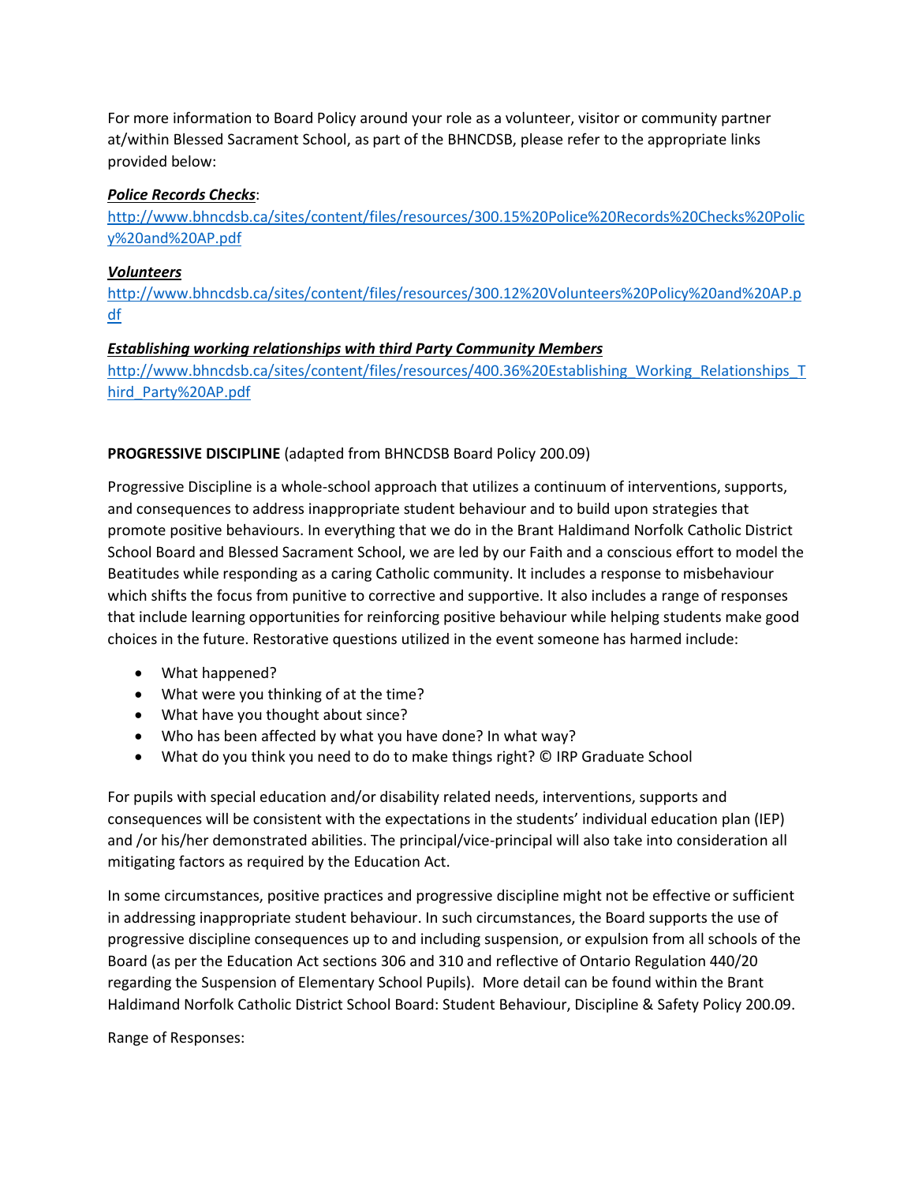For more information to Board Policy around your role as a volunteer, visitor or community partner at/within Blessed Sacrament School, as part of the BHNCDSB, please refer to the appropriate links provided below:

***Police Records Checks***:
[http://www.bhncdsb.ca/sites/content/files/resources/300.15%20Police%20Records%20Checks%20Policy%20and%20AP.pdf](http://www.bhncdsb.ca/sites/content/files/resources/300.15%20Police%20Records%20Checks%20Policy%20and%20AP.pdf)

***Volunteers***
[http://www.bhncdsb.ca/sites/content/files/resources/300.12%20Volunteers%20Policy%20and%20AP.pdf](http://www.bhncdsb.ca/sites/content/files/resources/300.12%20Volunteers%20Policy%20and%20AP.pdf)

***Establishing working relationships with third Party Community Members***
[http://www.bhncdsb.ca/sites/content/files/resources/400.36%20Establishing_Working_Relationships_Third_Party%20AP.pdf](http://www.bhncdsb.ca/sites/content/files/resources/400.36%20Establishing_Working_Relationships_Third_Party%20AP.pdf)

**PROGRESSIVE DISCIPLINE** (adapted from BHNCDSB Board Policy 200.09)

Progressive Discipline is a whole-school approach that utilizes a continuum of interventions, supports, and consequences to address inappropriate student behaviour and to build upon strategies that promote positive behaviours. In everything that we do in the Brant Haldimand Norfolk Catholic District School Board and Blessed Sacrament School, we are led by our Faith and a conscious effort to model the Beatitudes while responding as a caring Catholic community. It includes a response to misbehaviour which shifts the focus from punitive to corrective and supportive. It also includes a range of responses that include learning opportunities for reinforcing positive behaviour while helping students make good choices in the future. Restorative questions utilized in the event someone has harmed include:

- What happened?
- What were you thinking of at the time?
- What have you thought about since?
- Who has been affected by what you have done? In what way?
- What do you think you need to do to make things right? © IRP Graduate School

For pupils with special education and/or disability related needs, interventions, supports and consequences will be consistent with the expectations in the students' individual education plan (IEP) and /or his/her demonstrated abilities. The principal/vice-principal will also take into consideration all mitigating factors as required by the Education Act.

In some circumstances, positive practices and progressive discipline might not be effective or sufficient in addressing inappropriate student behaviour. In such circumstances, the Board supports the use of progressive discipline consequences up to and including suspension, or expulsion from all schools of the Board (as per the Education Act sections 306 and 310 and reflective of Ontario Regulation 440/20 regarding the Suspension of Elementary School Pupils). More detail can be found within the Brant Haldimand Norfolk Catholic District School Board: Student Behaviour, Discipline & Safety Policy 200.09.

Range of Responses: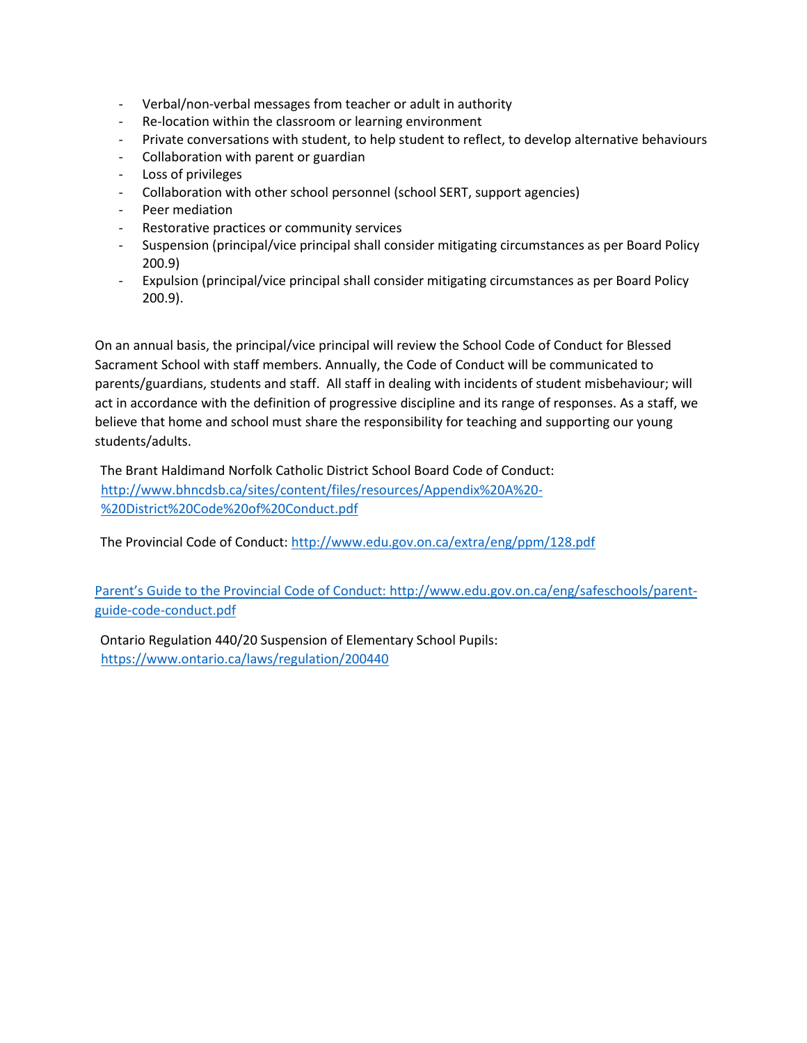- Verbal/non-verbal messages from teacher or adult in authority
- Re-location within the classroom or learning environment
- Private conversations with student, to help student to reflect, to develop alternative behaviours
- Collaboration with parent or guardian
- Loss of privileges
- Collaboration with other school personnel (school SERT, support agencies)
- Peer mediation
- Restorative practices or community services
- Suspension (principal/vice principal shall consider mitigating circumstances as per Board Policy 200.9)
- Expulsion (principal/vice principal shall consider mitigating circumstances as per Board Policy 200.9).

On an annual basis, the principal/vice principal will review the School Code of Conduct for Blessed Sacrament School with staff members. Annually, the Code of Conduct will be communicated to parents/guardians, students and staff. All staff in dealing with incidents of student misbehaviour; will act in accordance with the definition of progressive discipline and its range of responses. As a staff, we believe that home and school must share the responsibility for teaching and supporting our young students/adults.

The Brant Haldimand Norfolk Catholic District School Board Code of Conduct: http://www.bhncdsb.ca/sites/content/files/resources/Appendix%20A%20-%20District%20Code%20of%20Conduct.pdf

The Provincial Code of Conduct: http://www.edu.gov.on.ca/extra/eng/ppm/128.pdf

Parent's Guide to the Provincial Code of Conduct: http://www.edu.gov.on.ca/eng/safeschools/parent-guide-code-conduct.pdf

Ontario Regulation 440/20 Suspension of Elementary School Pupils: https://www.ontario.ca/laws/regulation/200440